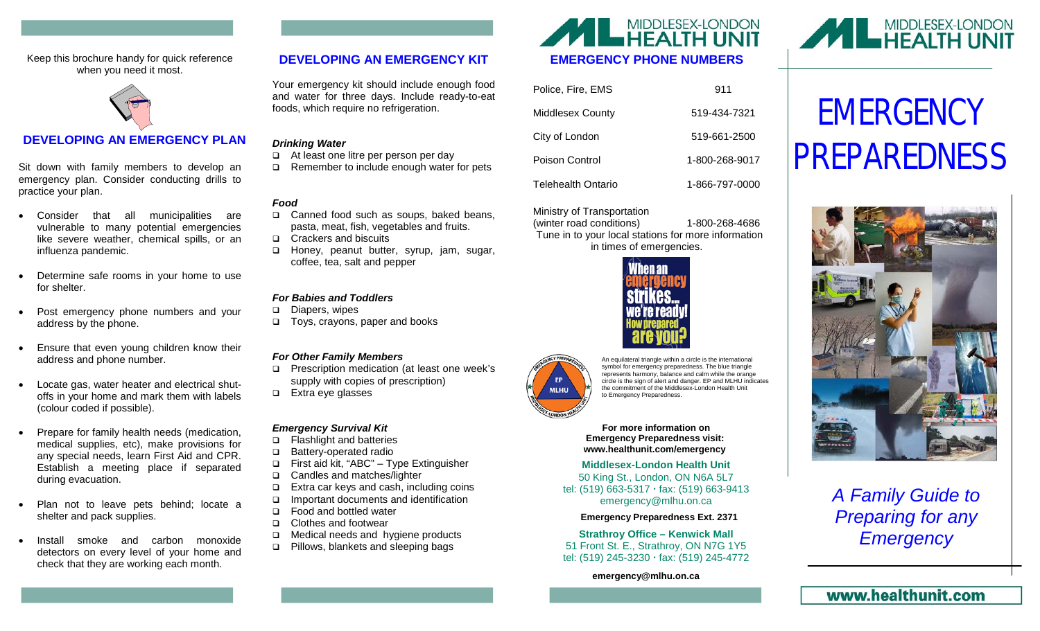Keep this brochure handy for quick reference when you need it most.

## DEVELOPING AN EMERGENCY PLAN

Sit down with family members to develop an emergency plan. Consider conducting drills to practice your plan.

- Consider that all municipalities are vulnerable to many potential emergencies like severe weather, chemical spills, or an influenza pandemic.
- Determine safe rooms in your home to use for shelter.
- Post emergency phone numbers and your address by the phone.
- Ensure that even young children know their address and phone number.
- Locate gas, water heater and electrical shut-offs in your home and mark them with labels (colour coded if possible).
- Prepare for family health needs (medication, medical supplies, etc), make provisions for any special needs, learn First Aid and CPR. Establish a meeting place if separated during evacuation.
- Plan not to leave pets behind; locate a shelter and pack supplies.
- Install smoke and carbon monoxide detectors on every level of your home and check that they are working each month.

## DEVELOPING AN EMERGENCY KIT

Your emergency kit should include enough food and water for three days. Include ready-to-eat foods, which require no refrigeration.

***Drinking Water***

- At least one litre per person per day
- Remember to include enough water for pets

***Food***

- Canned food such as soups, baked beans, pasta, meat, fish, vegetables and fruits.
- Crackers and biscuits
- Honey, peanut butter, syrup, jam, sugar, coffee, tea, salt and pepper

***For Babies and Toddlers***

- Diapers, wipes
- Toys, crayons, paper and books

***For Other Family Members***

- Prescription medication (at least one week's supply with copies of prescription)
- Extra eye glasses

***Emergency Survival Kit***

- Flashlight and batteries
- Battery-operated radio
- First aid kit, "ABC" – Type Extinguisher
- Candles and matches/lighter
- Extra car keys and cash, including coins
- Important documents and identification
- Food and bottled water
- Clothes and footwear
- Medical needs and hygiene products
- Pillows, blankets and sleeping bags

MIDDLESEX-LONDON HEALTH UNIT

## EMERGENCY PHONE NUMBERS

| | |
|---|---|
| Police, Fire, EMS | 911 |
| Middlesex County | 519-434-7321 |
| City of London | 519-661-2500 |
| Poison Control | 1-800-268-9017 |
| Telehealth Ontario | 1-866-797-0000 |

Ministry of Transportation (winter road conditions) 1-800-268-4686

Tune in to your local stations for more information in times of emergencies.

When an emergency strikes... we're ready! How prepared are you?

An equilateral triangle within a circle is the international symbol for emergency preparedness. The blue triangle represents harmony, balance and calm while the orange circle is the sign of alert and danger. EP and MLHU indicates the commitment of the Middlesex-London Health Unit to Emergency Preparedness.

**For more information on Emergency Preparedness visit: www.healthunit.com/emergency**

**Middlesex-London Health Unit**
50 King St., London, ON N6A 5L7
tel: (519) 663-5317 · fax: (519) 663-9413
emergency@mlhu.on.ca

**Emergency Preparedness Ext. 2371**

**Strathroy Office – Kenwick Mall**
51 Front St. E., Strathroy, ON N7G 1Y5
tel: (519) 245-3230 · fax: (519) 245-4772

**emergency@mlhu.on.ca**

MIDDLESEX-LONDON HEALTH UNIT

# EMERGENCY PREPAREDNESS

*A Family Guide to Preparing for any Emergency*

**www.healthunit.com**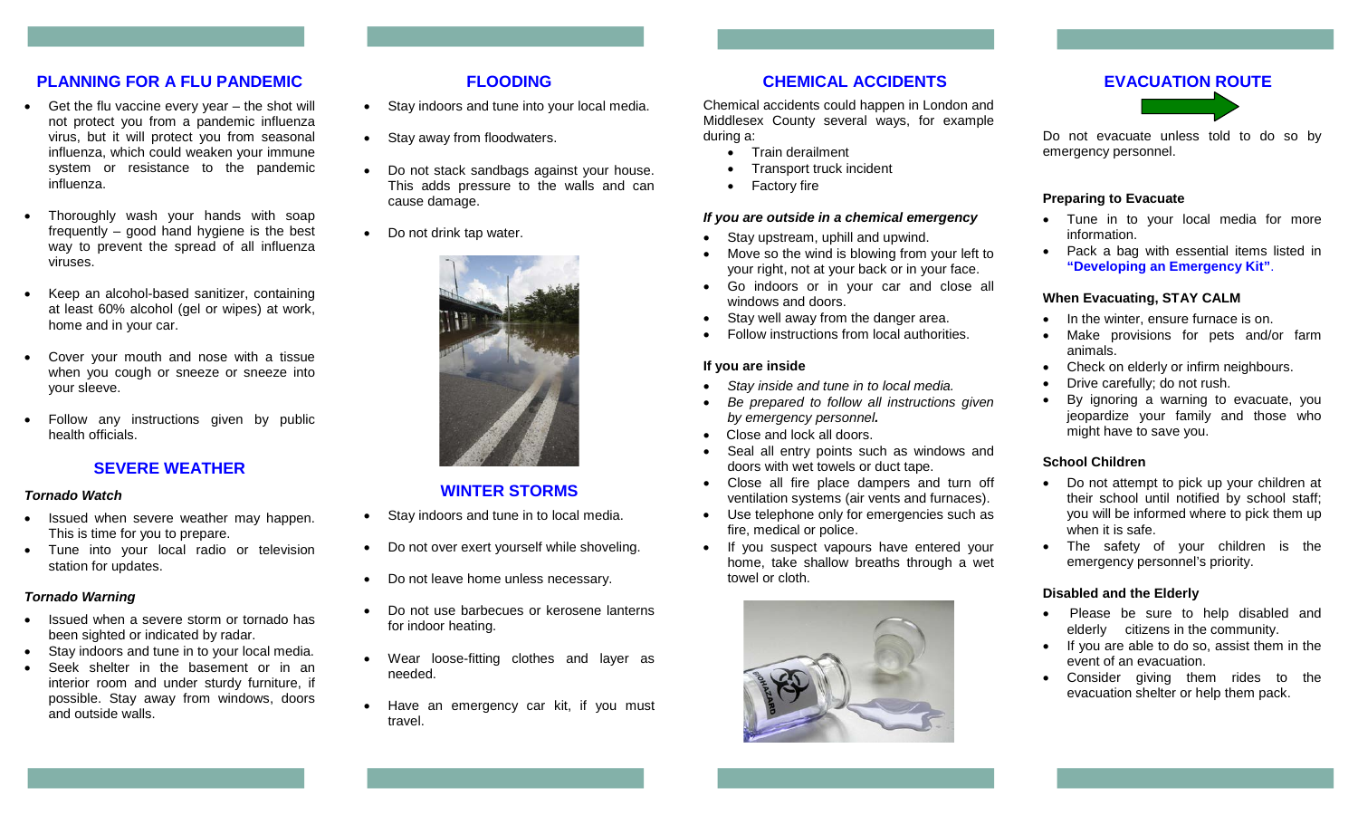## PLANNING FOR A FLU PANDEMIC

- Get the flu vaccine every year – the shot will not protect you from a pandemic influenza virus, but it will protect you from seasonal influenza, which could weaken your immune system or resistance to the pandemic influenza.
- Thoroughly wash your hands with soap frequently – good hand hygiene is the best way to prevent the spread of all influenza viruses.
- Keep an alcohol-based sanitizer, containing at least 60% alcohol (gel or wipes) at work, home and in your car.
- Cover your mouth and nose with a tissue when you cough or sneeze or sneeze into your sleeve.
- Follow any instructions given by public health officials.

## SEVERE WEATHER

***Tornado Watch***

- Issued when severe weather may happen. This is time for you to prepare.
- Tune into your local radio or television station for updates.

***Tornado Warning***

- Issued when a severe storm or tornado has been sighted or indicated by radar.
- Stay indoors and tune in to your local media.
- Seek shelter in the basement or in an interior room and under sturdy furniture, if possible. Stay away from windows, doors and outside walls.

## FLOODING

- Stay indoors and tune into your local media.
- Stay away from floodwaters.
- Do not stack sandbags against your house. This adds pressure to the walls and can cause damage.
- Do not drink tap water.

## WINTER STORMS

- Stay indoors and tune in to local media.
- Do not over exert yourself while shoveling.
- Do not leave home unless necessary.
- Do not use barbecues or kerosene lanterns for indoor heating.
- Wear loose-fitting clothes and layer as needed.
- Have an emergency car kit, if you must travel.

## CHEMICAL ACCIDENTS

Chemical accidents could happen in London and Middlesex County several ways, for example during a:

- Train derailment
- Transport truck incident
- Factory fire

***If you are outside in a chemical emergency***

- Stay upstream, uphill and upwind.
- Move so the wind is blowing from your left to your right, not at your back or in your face.
- Go indoors or in your car and close all windows and doors.
- Stay well away from the danger area.
- Follow instructions from local authorities.

**If you are inside**

- *Stay inside and tune in to local media.*
- *Be prepared to follow all instructions given by emergency personnel**.***
- Close and lock all doors.
- Seal all entry points such as windows and doors with wet towels or duct tape.
- Close all fire place dampers and turn off ventilation systems (air vents and furnaces).
- Use telephone only for emergencies such as fire, medical or police.
- If you suspect vapours have entered your home, take shallow breaths through a wet towel or cloth.

## EVACUATION ROUTE

Do not evacuate unless told to do so by emergency personnel.

**Preparing to Evacuate**

- Tune in to your local media for more information.
- Pack a bag with essential items listed in **"Developing an Emergency Kit"**.

**When Evacuating, STAY CALM**

- In the winter, ensure furnace is on.
- Make provisions for pets and/or farm animals.
- Check on elderly or infirm neighbours.
- Drive carefully; do not rush.
- By ignoring a warning to evacuate, you jeopardize your family and those who might have to save you.

**School Children**

- Do not attempt to pick up your children at their school until notified by school staff; you will be informed where to pick them up when it is safe.
- The safety of your children is the emergency personnel's priority.

**Disabled and the Elderly**

- Please be sure to help disabled and elderly citizens in the community.
- If you are able to do so, assist them in the event of an evacuation.
- Consider giving them rides to the evacuation shelter or help them pack.